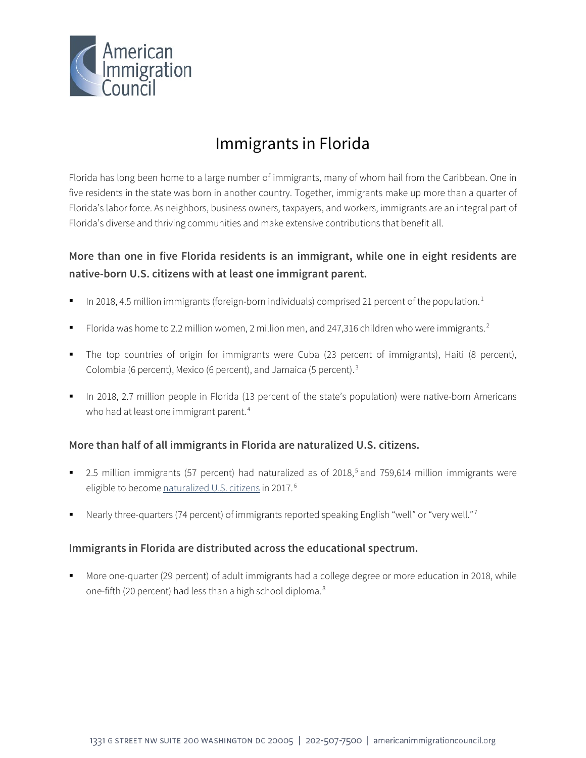# Immigrants in Florida

Florida has long been home to a large number of immigrants, many of whom hail from the Caribbean. One in five residents in the state was born in another country. Together, immigrants make up more than a quarter of Florida's labor force. As neighbors, business owners, taxpayers, and workers, immigrants are an integral part of Florida's diverse and thriving communities and make extensive contributions that benefit all.

## More than one in five Florida residents is an immigrant, while one in eight residents are native-born U.S. citizens with at least one immigrant parent.

- In 2018, 4.5 million immigrants (foreign-born individuals) comprised 21 percent of the population.[1]
- Florida was home to 2.2 million women, 2 million men, and 247,316 children who were immigrants.[2]
- The top countries of origin for immigrants were Cuba (23 percent of immigrants), Haiti (8 percent), Colombia (6 percent), Mexico (6 percent), and Jamaica (5 percent).[3]
- In 2018, 2.7 million people in Florida (13 percent of the state's population) were native-born Americans who had at least one immigrant parent.[4]

## More than half of all immigrants in Florida are naturalized U.S. citizens.

- 2.5 million immigrants (57 percent) had naturalized as of 2018,[5] and 759,614 million immigrants were eligible to become naturalized U.S. citizens in 2017.[6]
- Nearly three-quarters (74 percent) of immigrants reported speaking English "well" or "very well."[7]

## Immigrants in Florida are distributed across the educational spectrum.

- More one-quarter (29 percent) of adult immigrants had a college degree or more education in 2018, while one-fifth (20 percent) had less than a high school diploma.[8]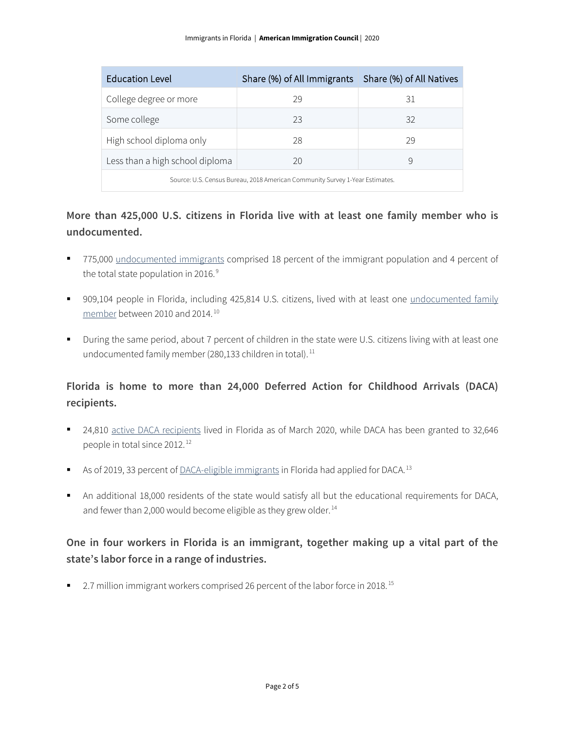| Education Level | Share (%) of All Immigrants | Share (%) of All Natives |
| --- | --- | --- |
| College degree or more | 29 | 31 |
| Some college | 23 | 32 |
| High school diploma only | 28 | 29 |
| Less than a high school diploma | 20 | 9 |

Source: U.S. Census Bureau, 2018 American Community Survey 1-Year Estimates.

### More than 425,000 U.S. citizens in Florida live with at least one family member who is undocumented.

- 775,000 undocumented immigrants comprised 18 percent of the immigrant population and 4 percent of the total state population in 2016.[9]
- 909,104 people in Florida, including 425,814 U.S. citizens, lived with at least one undocumented family member between 2010 and 2014.[10]
- During the same period, about 7 percent of children in the state were U.S. citizens living with at least one undocumented family member (280,133 children in total).[11]

### Florida is home to more than 24,000 Deferred Action for Childhood Arrivals (DACA) recipients.

- 24,810 active DACA recipients lived in Florida as of March 2020, while DACA has been granted to 32,646 people in total since 2012.[12]
- As of 2019, 33 percent of DACA-eligible immigrants in Florida had applied for DACA.[13]
- An additional 18,000 residents of the state would satisfy all but the educational requirements for DACA, and fewer than 2,000 would become eligible as they grew older.[14]

### One in four workers in Florida is an immigrant, together making up a vital part of the state's labor force in a range of industries.

- 2.7 million immigrant workers comprised 26 percent of the labor force in 2018.[15]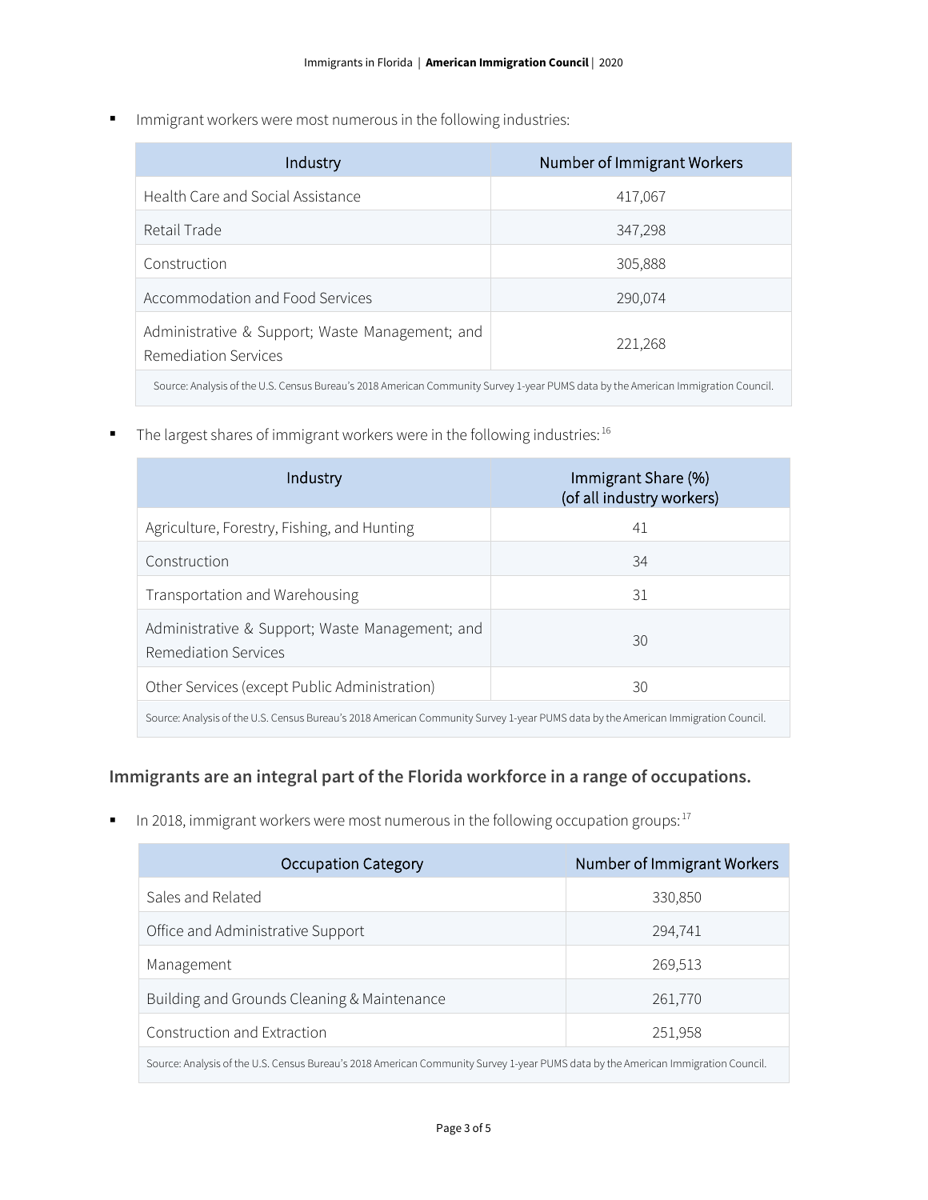- Immigrant workers were most numerous in the following industries:

| Industry | Number of Immigrant Workers |
|---|---|
| Health Care and Social Assistance | 417,067 |
| Retail Trade | 347,298 |
| Construction | 305,888 |
| Accommodation and Food Services | 290,074 |
| Administrative & Support; Waste Management; and Remediation Services | 221,268 |
| Source: Analysis of the U.S. Census Bureau's 2018 American Community Survey 1-year PUMS data by the American Immigration Council. | |

- The largest shares of immigrant workers were in the following industries:[16]

| Industry | Immigrant Share (%) (of all industry workers) |
|---|---|
| Agriculture, Forestry, Fishing, and Hunting | 41 |
| Construction | 34 |
| Transportation and Warehousing | 31 |
| Administrative & Support; Waste Management; and Remediation Services | 30 |
| Other Services (except Public Administration) | 30 |
| Source: Analysis of the U.S. Census Bureau's 2018 American Community Survey 1-year PUMS data by the American Immigration Council. | |

### Immigrants are an integral part of the Florida workforce in a range of occupations.

- In 2018, immigrant workers were most numerous in the following occupation groups:[17]

| Occupation Category | Number of Immigrant Workers |
|---|---|
| Sales and Related | 330,850 |
| Office and Administrative Support | 294,741 |
| Management | 269,513 |
| Building and Grounds Cleaning & Maintenance | 261,770 |
| Construction and Extraction | 251,958 |
| Source: Analysis of the U.S. Census Bureau's 2018 American Community Survey 1-year PUMS data by the American Immigration Council. | |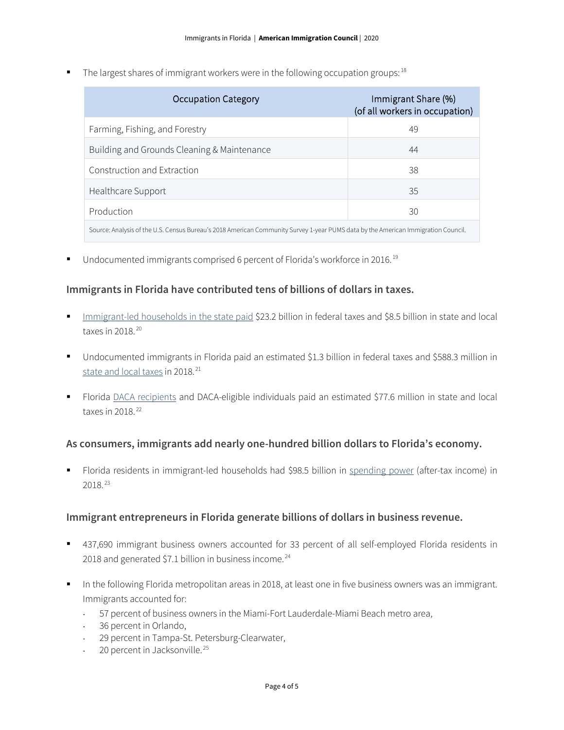- The largest shares of immigrant workers were in the following occupation groups:[18]

| Occupation Category | Immigrant Share (%) (of all workers in occupation) |
|---|---|
| Farming, Fishing, and Forestry | 49 |
| Building and Grounds Cleaning & Maintenance | 44 |
| Construction and Extraction | 38 |
| Healthcare Support | 35 |
| Production | 30 |

Source: Analysis of the U.S. Census Bureau's 2018 American Community Survey 1-year PUMS data by the American Immigration Council.

- Undocumented immigrants comprised 6 percent of Florida's workforce in 2016.[19]

### Immigrants in Florida have contributed tens of billions of dollars in taxes.

- Immigrant-led households in the state paid $23.2 billion in federal taxes and $8.5 billion in state and local taxes in 2018.[20]
- Undocumented immigrants in Florida paid an estimated $1.3 billion in federal taxes and $588.3 million in state and local taxes in 2018.[21]
- Florida DACA recipients and DACA-eligible individuals paid an estimated $77.6 million in state and local taxes in 2018.[22]

### As consumers, immigrants add nearly one-hundred billion dollars to Florida's economy.

- Florida residents in immigrant-led households had $98.5 billion in spending power (after-tax income) in 2018.[23]

### Immigrant entrepreneurs in Florida generate billions of dollars in business revenue.

- 437,690 immigrant business owners accounted for 33 percent of all self-employed Florida residents in 2018 and generated $7.1 billion in business income.[24]
- In the following Florida metropolitan areas in 2018, at least one in five business owners was an immigrant. Immigrants accounted for:
  - 57 percent of business owners in the Miami-Fort Lauderdale-Miami Beach metro area,
  - 36 percent in Orlando,
  - 29 percent in Tampa-St. Petersburg-Clearwater,
  - 20 percent in Jacksonville.[25]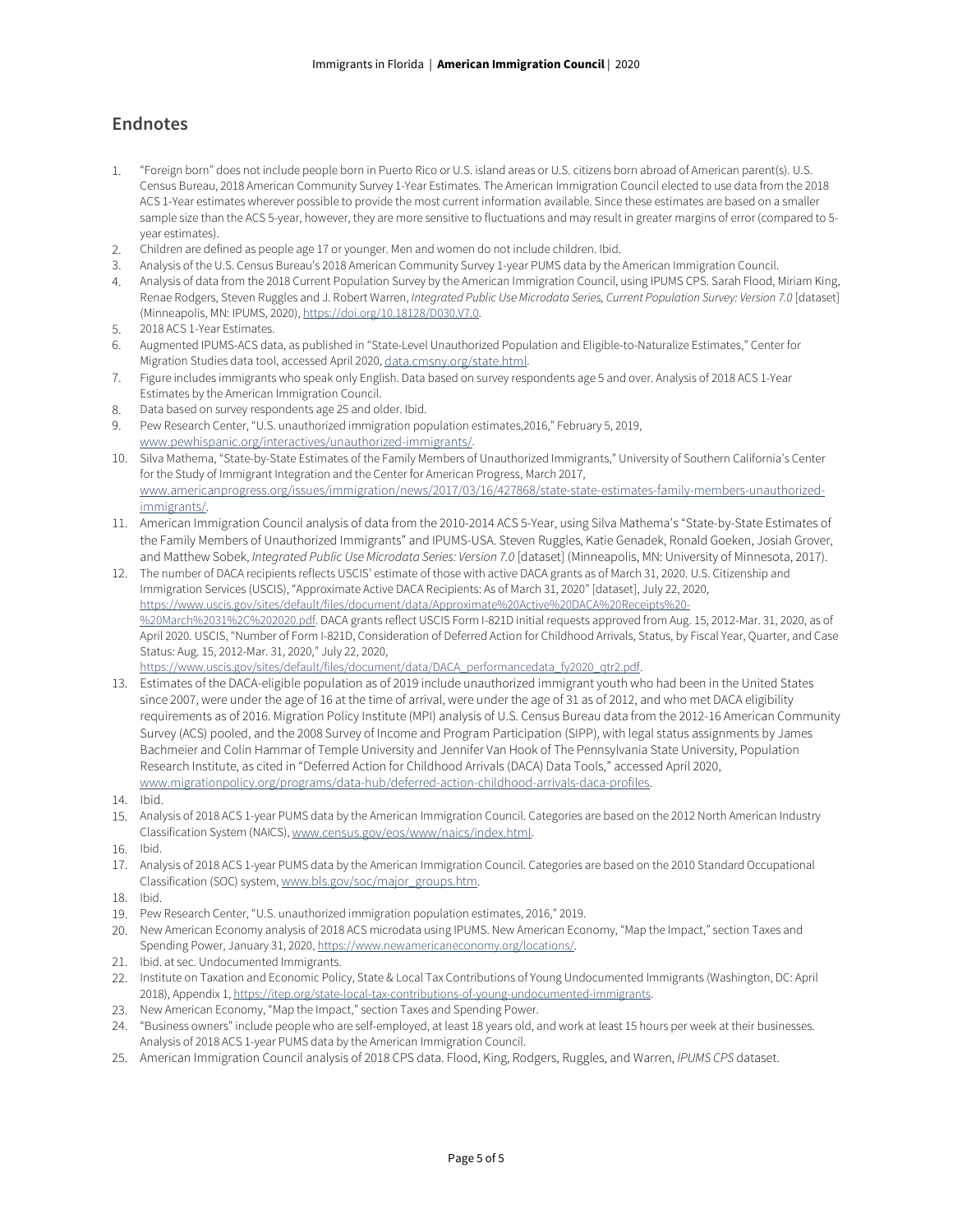## Endnotes

1. "Foreign born" does not include people born in Puerto Rico or U.S. island areas or U.S. citizens born abroad of American parent(s). U.S. Census Bureau, 2018 American Community Survey 1-Year Estimates. The American Immigration Council elected to use data from the 2018 ACS 1-Year estimates wherever possible to provide the most current information available. Since these estimates are based on a smaller sample size than the ACS 5-year, however, they are more sensitive to fluctuations and may result in greater margins of error (compared to 5-year estimates).
2. Children are defined as people age 17 or younger. Men and women do not include children. Ibid.
3. Analysis of the U.S. Census Bureau's 2018 American Community Survey 1-year PUMS data by the American Immigration Council.
4. Analysis of data from the 2018 Current Population Survey by the American Immigration Council, using IPUMS CPS. Sarah Flood, Miriam King, Renae Rodgers, Steven Ruggles and J. Robert Warren, *Integrated Public Use Microdata Series, Current Population Survey: Version 7.0* [dataset] (Minneapolis, MN: IPUMS, 2020), https://doi.org/10.18128/D030.V7.0.
5. 2018 ACS 1-Year Estimates.
6. Augmented IPUMS-ACS data, as published in "State-Level Unauthorized Population and Eligible-to-Naturalize Estimates," Center for Migration Studies data tool, accessed April 2020, data.cmsny.org/state.html.
7. Figure includes immigrants who speak only English. Data based on survey respondents age 5 and over. Analysis of 2018 ACS 1-Year Estimates by the American Immigration Council.
8. Data based on survey respondents age 25 and older. Ibid.
9. Pew Research Center, "U.S. unauthorized immigration population estimates,2016," February 5, 2019, www.pewhispanic.org/interactives/unauthorized-immigrants/.
10. Silva Mathema, "State-by-State Estimates of the Family Members of Unauthorized Immigrants," University of Southern California's Center for the Study of Immigrant Integration and the Center for American Progress, March 2017, www.americanprogress.org/issues/immigration/news/2017/03/16/427868/state-state-estimates-family-members-unauthorized-immigrants/.
11. American Immigration Council analysis of data from the 2010-2014 ACS 5-Year, using Silva Mathema's "State-by-State Estimates of the Family Members of Unauthorized Immigrants" and IPUMS-USA. Steven Ruggles, Katie Genadek, Ronald Goeken, Josiah Grover, and Matthew Sobek, *Integrated Public Use Microdata Series: Version 7.0* [dataset] (Minneapolis, MN: University of Minnesota, 2017).
12. The number of DACA recipients reflects USCIS' estimate of those with active DACA grants as of March 31, 2020. U.S. Citizenship and Immigration Services (USCIS), "Approximate Active DACA Recipients: As of March 31, 2020" [dataset], July 22, 2020, https://www.uscis.gov/sites/default/files/document/data/Approximate%20Active%20DACA%20Receipts%20-%20March%2031%2C%202020.pdf. DACA grants reflect USCIS Form I-821D initial requests approved from Aug. 15, 2012-Mar. 31, 2020, as of April 2020. USCIS, "Number of Form I-821D, Consideration of Deferred Action for Childhood Arrivals, Status, by Fiscal Year, Quarter, and Case Status: Aug. 15, 2012-Mar. 31, 2020," July 22, 2020, https://www.uscis.gov/sites/default/files/document/data/DACA_performancedata_fy2020_qtr2.pdf.
13. Estimates of the DACA-eligible population as of 2019 include unauthorized immigrant youth who had been in the United States since 2007, were under the age of 16 at the time of arrival, were under the age of 31 as of 2012, and who met DACA eligibility requirements as of 2016. Migration Policy Institute (MPI) analysis of U.S. Census Bureau data from the 2012-16 American Community Survey (ACS) pooled, and the 2008 Survey of Income and Program Participation (SIPP), with legal status assignments by James Bachmeier and Colin Hammar of Temple University and Jennifer Van Hook of The Pennsylvania State University, Population Research Institute, as cited in "Deferred Action for Childhood Arrivals (DACA) Data Tools," accessed April 2020, www.migrationpolicy.org/programs/data-hub/deferred-action-childhood-arrivals-daca-profiles.
14. Ibid.
15. Analysis of 2018 ACS 1-year PUMS data by the American Immigration Council. Categories are based on the 2012 North American Industry Classification System (NAICS), www.census.gov/eos/www/naics/index.html.
16. Ibid.
17. Analysis of 2018 ACS 1-year PUMS data by the American Immigration Council. Categories are based on the 2010 Standard Occupational Classification (SOC) system, www.bls.gov/soc/major_groups.htm.
18. Ibid.
19. Pew Research Center, "U.S. unauthorized immigration population estimates, 2016," 2019.
20. New American Economy analysis of 2018 ACS microdata using IPUMS. New American Economy, "Map the Impact," section Taxes and Spending Power, January 31, 2020, https://www.newamericaneconomy.org/locations/.
21. Ibid. at sec. Undocumented Immigrants.
22. Institute on Taxation and Economic Policy, State & Local Tax Contributions of Young Undocumented Immigrants (Washington, DC: April 2018), Appendix 1, https://itep.org/state-local-tax-contributions-of-young-undocumented-immigrants.
23. New American Economy, "Map the Impact," section Taxes and Spending Power.
24. "Business owners" include people who are self-employed, at least 18 years old, and work at least 15 hours per week at their businesses. Analysis of 2018 ACS 1-year PUMS data by the American Immigration Council.
25. American Immigration Council analysis of 2018 CPS data. Flood, King, Rodgers, Ruggles, and Warren, *IPUMS CPS* dataset.